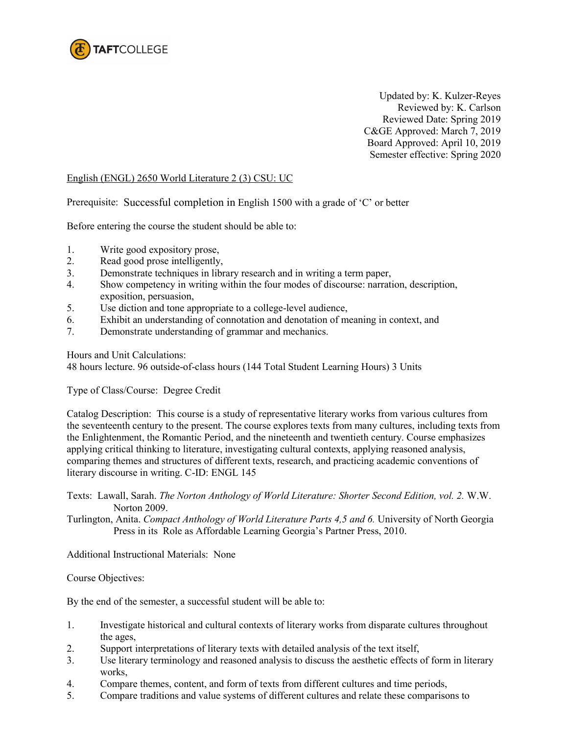TAFTCOLLEGE

Updated by: K. Kulzer-Reyes
Reviewed by: K. Carlson
Reviewed Date: Spring 2019
C&GE Approved: March 7, 2019
Board Approved: April 10, 2019
Semester effective: Spring 2020

English (ENGL) 2650 World Literature 2 (3) CSU: UC

Prerequisite: Successful completion in English 1500 with a grade of 'C' or better

Before entering the course the student should be able to:

1. Write good expository prose,
2. Read good prose intelligently,
3. Demonstrate techniques in library research and in writing a term paper,
4. Show competency in writing within the four modes of discourse: narration, description, exposition, persuasion,
5. Use diction and tone appropriate to a college-level audience,
6. Exhibit an understanding of connotation and denotation of meaning in context, and
7. Demonstrate understanding of grammar and mechanics.

Hours and Unit Calculations:
48 hours lecture. 96 outside-of-class hours (144 Total Student Learning Hours) 3 Units

Type of Class/Course: Degree Credit

Catalog Description: This course is a study of representative literary works from various cultures from the seventeenth century to the present. The course explores texts from many cultures, including texts from the Enlightenment, the Romantic Period, and the nineteenth and twentieth century. Course emphasizes applying critical thinking to literature, investigating cultural contexts, applying reasoned analysis, comparing themes and structures of different texts, research, and practicing academic conventions of literary discourse in writing. C-ID: ENGL 145

Texts: Lawall, Sarah. *The Norton Anthology of World Literature: Shorter Second Edition, vol. 2.* W.W. Norton 2009.
Turlington, Anita. *Compact Anthology of World Literature Parts 4,5 and 6.* University of North Georgia Press in its Role as Affordable Learning Georgia's Partner Press, 2010.

Additional Instructional Materials: None

Course Objectives:

By the end of the semester, a successful student will be able to:

1. Investigate historical and cultural contexts of literary works from disparate cultures throughout the ages,
2. Support interpretations of literary texts with detailed analysis of the text itself,
3. Use literary terminology and reasoned analysis to discuss the aesthetic effects of form in literary works,
4. Compare themes, content, and form of texts from different cultures and time periods,
5. Compare traditions and value systems of different cultures and relate these comparisons to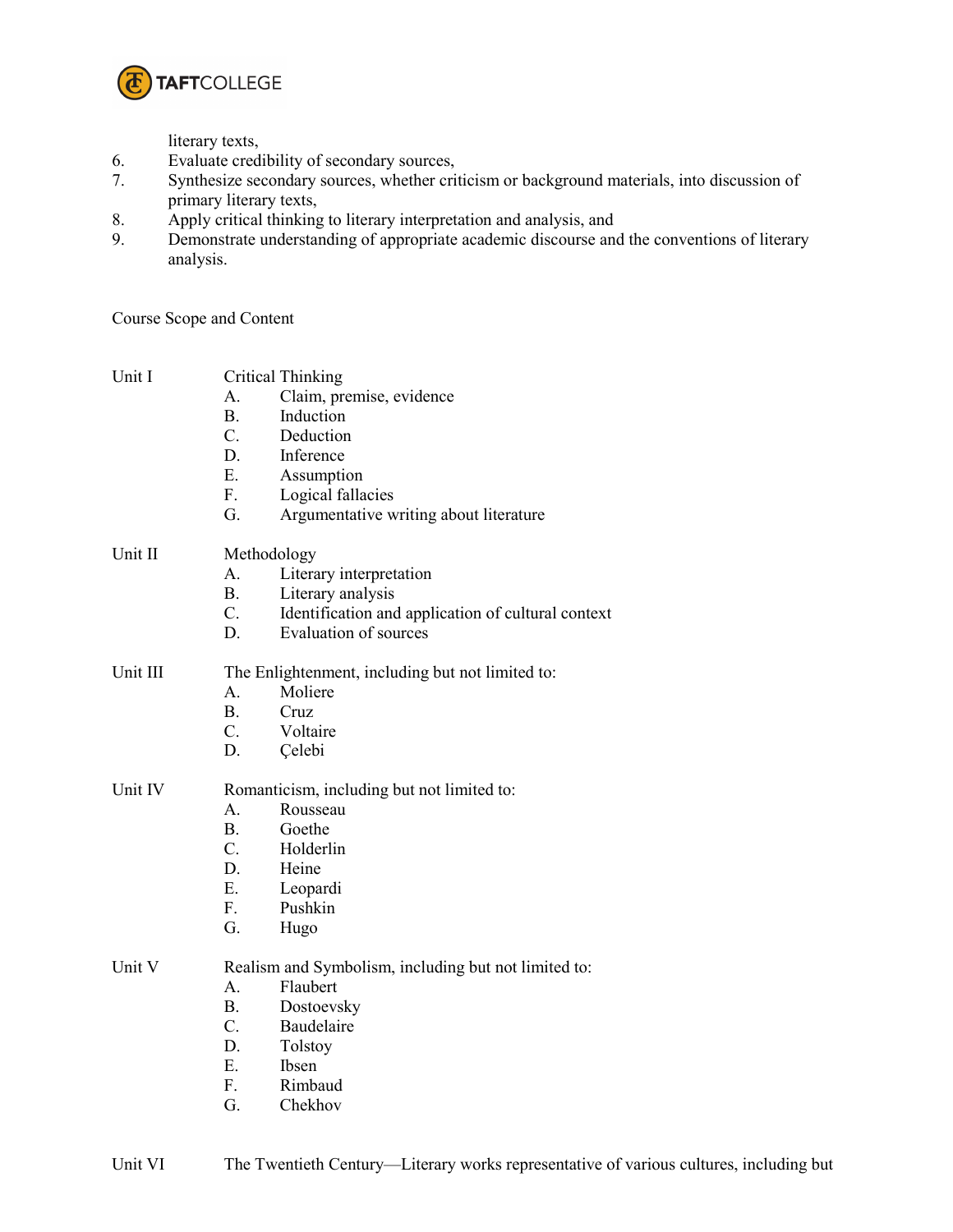literary texts,

6. Evaluate credibility of secondary sources,
7. Synthesize secondary sources, whether criticism or background materials, into discussion of primary literary texts,
8. Apply critical thinking to literary interpretation and analysis, and
9. Demonstrate understanding of appropriate academic discourse and the conventions of literary analysis.

Course Scope and Content

Unit I Critical Thinking

- A. Claim, premise, evidence
- B. Induction
- C. Deduction
- D. Inference
- E. Assumption
- F. Logical fallacies
- G. Argumentative writing about literature

Unit II Methodology

- A. Literary interpretation
- B. Literary analysis
- C. Identification and application of cultural context
- D. Evaluation of sources

Unit III The Enlightenment, including but not limited to:

- A. Moliere
- B. Cruz
- C. Voltaire
- D. Çelebi

Unit IV Romanticism, including but not limited to:

- A. Rousseau
- B. Goethe
- C. Holderlin
- D. Heine
- E. Leopardi
- F. Pushkin
- G. Hugo

Unit V Realism and Symbolism, including but not limited to:

- A. Flaubert
- B. Dostoevsky
- C. Baudelaire
- D. Tolstoy
- E. Ibsen
- F. Rimbaud
- G. Chekhov

Unit VI The Twentieth Century—Literary works representative of various cultures, including but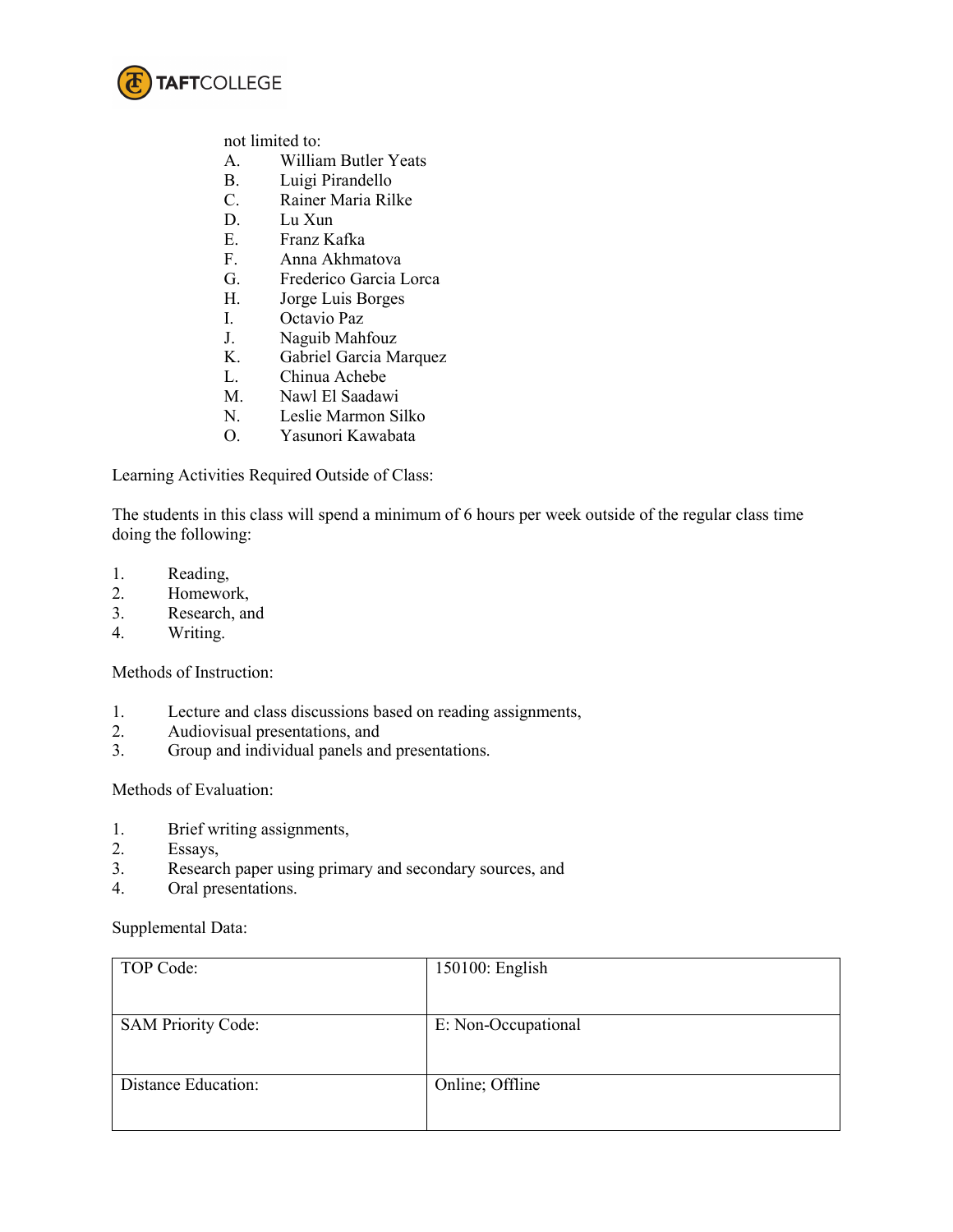not limited to:

A. William Butler Yeats
B. Luigi Pirandello
C. Rainer Maria Rilke
D. Lu Xun
E. Franz Kafka
F. Anna Akhmatova
G. Frederico Garcia Lorca
H. Jorge Luis Borges
I. Octavio Paz
J. Naguib Mahfouz
K. Gabriel Garcia Marquez
L. Chinua Achebe
M. Nawl El Saadawi
N. Leslie Marmon Silko
O. Yasunori Kawabata

Learning Activities Required Outside of Class:

The students in this class will spend a minimum of 6 hours per week outside of the regular class time doing the following:

1. Reading,
2. Homework,
3. Research, and
4. Writing.

Methods of Instruction:

1. Lecture and class discussions based on reading assignments,
2. Audiovisual presentations, and
3. Group and individual panels and presentations.

Methods of Evaluation:

1. Brief writing assignments,
2. Essays,
3. Research paper using primary and secondary sources, and
4. Oral presentations.

Supplemental Data:

| | |
|---|---|
| TOP Code: | 150100: English |
| SAM Priority Code: | E: Non-Occupational |
| Distance Education: | Online; Offline |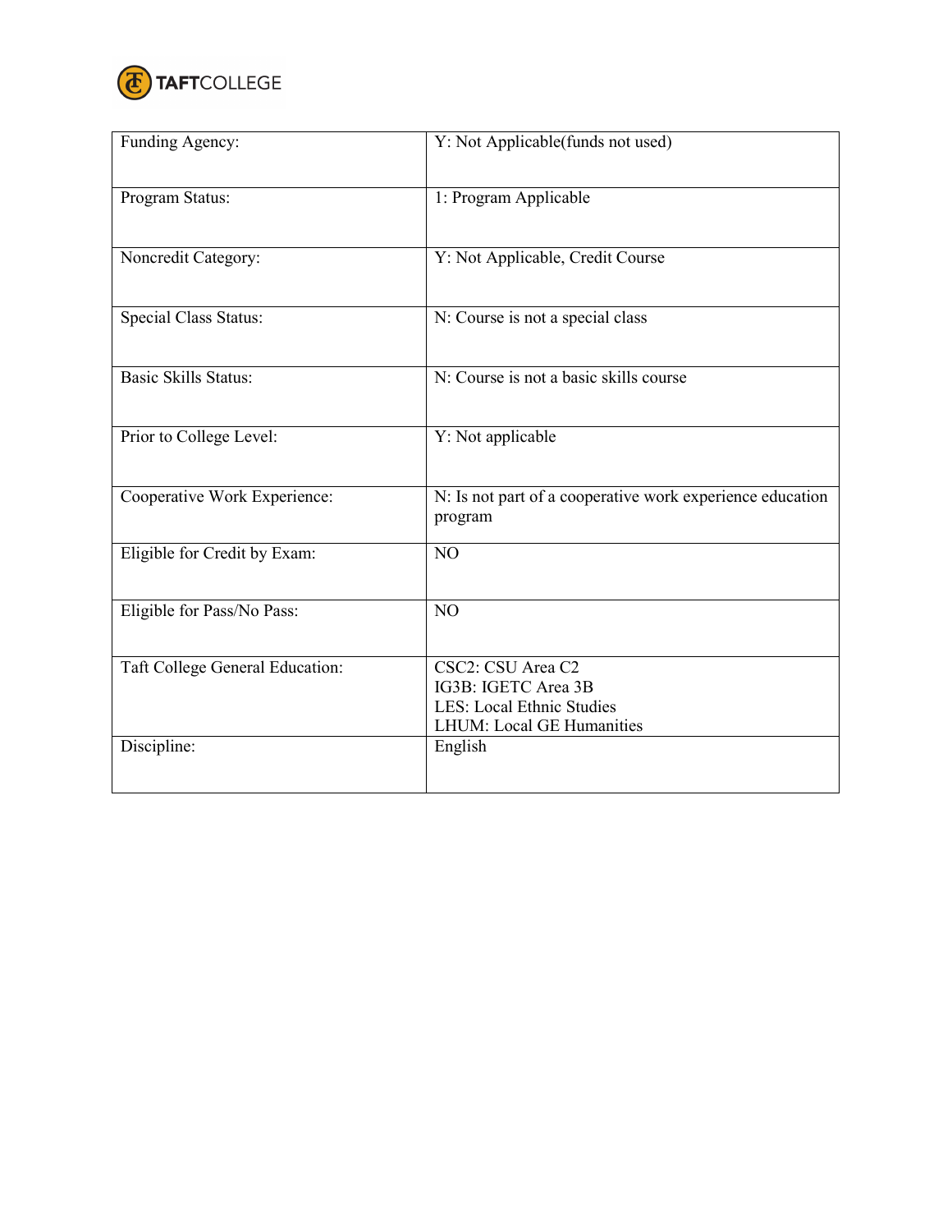| | |
|---|---|
| Funding Agency: | Y: Not Applicable(funds not used) |
| Program Status: | 1: Program Applicable |
| Noncredit Category: | Y: Not Applicable, Credit Course |
| Special Class Status: | N: Course is not a special class |
| Basic Skills Status: | N: Course is not a basic skills course |
| Prior to College Level: | Y: Not applicable |
| Cooperative Work Experience: | N: Is not part of a cooperative work experience education program |
| Eligible for Credit by Exam: | NO |
| Eligible for Pass/No Pass: | NO |
| Taft College General Education: | CSC2: CSU Area C2<br>IG3B: IGETC Area 3B<br>LES: Local Ethnic Studies<br>LHUM: Local GE Humanities |
| Discipline: | English |